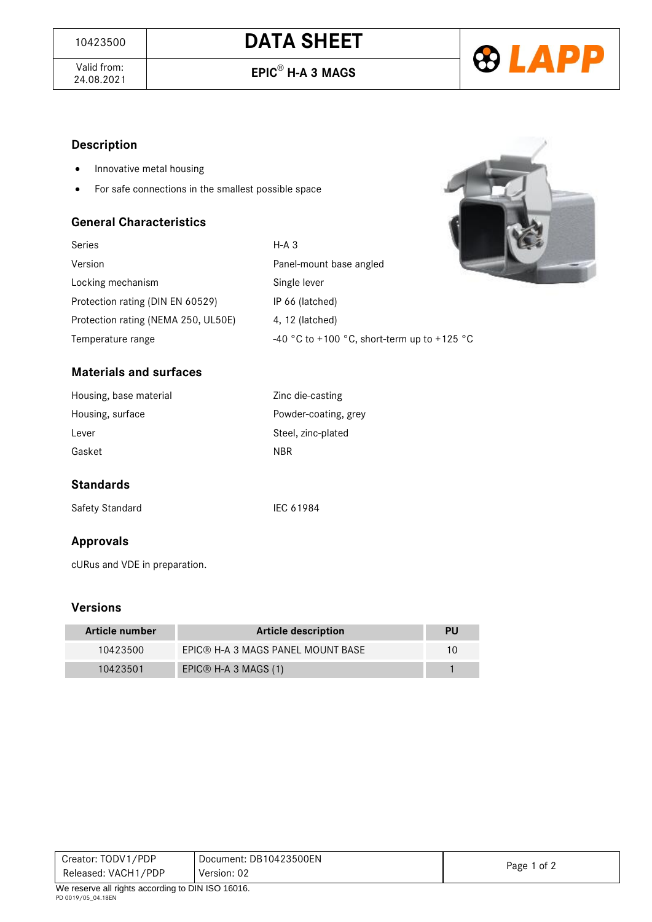| 10423500 | DATA SHEET |
|---|---|
| Valid from: 24.08.2021 | EPIC® H-A 3 MAGS |

## Description

- Innovative metal housing
- For safe connections in the smallest possible space

## General Characteristics

| | |
|---|---|
| Series | H-A 3 |
| Version | Panel-mount base angled |
| Locking mechanism | Single lever |
| Protection rating (DIN EN 60529) | IP 66 (latched) |
| Protection rating (NEMA 250, UL50E) | 4, 12 (latched) |
| Temperature range | -40 °C to +100 °C, short-term up to +125 °C |

## Materials and surfaces

| | |
|---|---|
| Housing, base material | Zinc die-casting |
| Housing, surface | Powder-coating, grey |
| Lever | Steel, zinc-plated |
| Gasket | NBR |

## Standards

| | |
|---|---|
| Safety Standard | IEC 61984 |

## Approvals

cURus and VDE in preparation.

## Versions

| Article number | Article description | PU |
|---|---|---|
| 10423500 | EPIC® H-A 3 MAGS PANEL MOUNT BASE | 10 |
| 10423501 | EPIC® H-A 3 MAGS (1) | 1 |

| | |
|---|---|
| Creator: TODV1/PDP | Document: DB10423500EN |
| Released: VACH1/PDP | Version: 02 |

We reserve all rights according to DIN ISO 16016.

PD 0019/05_04.18EN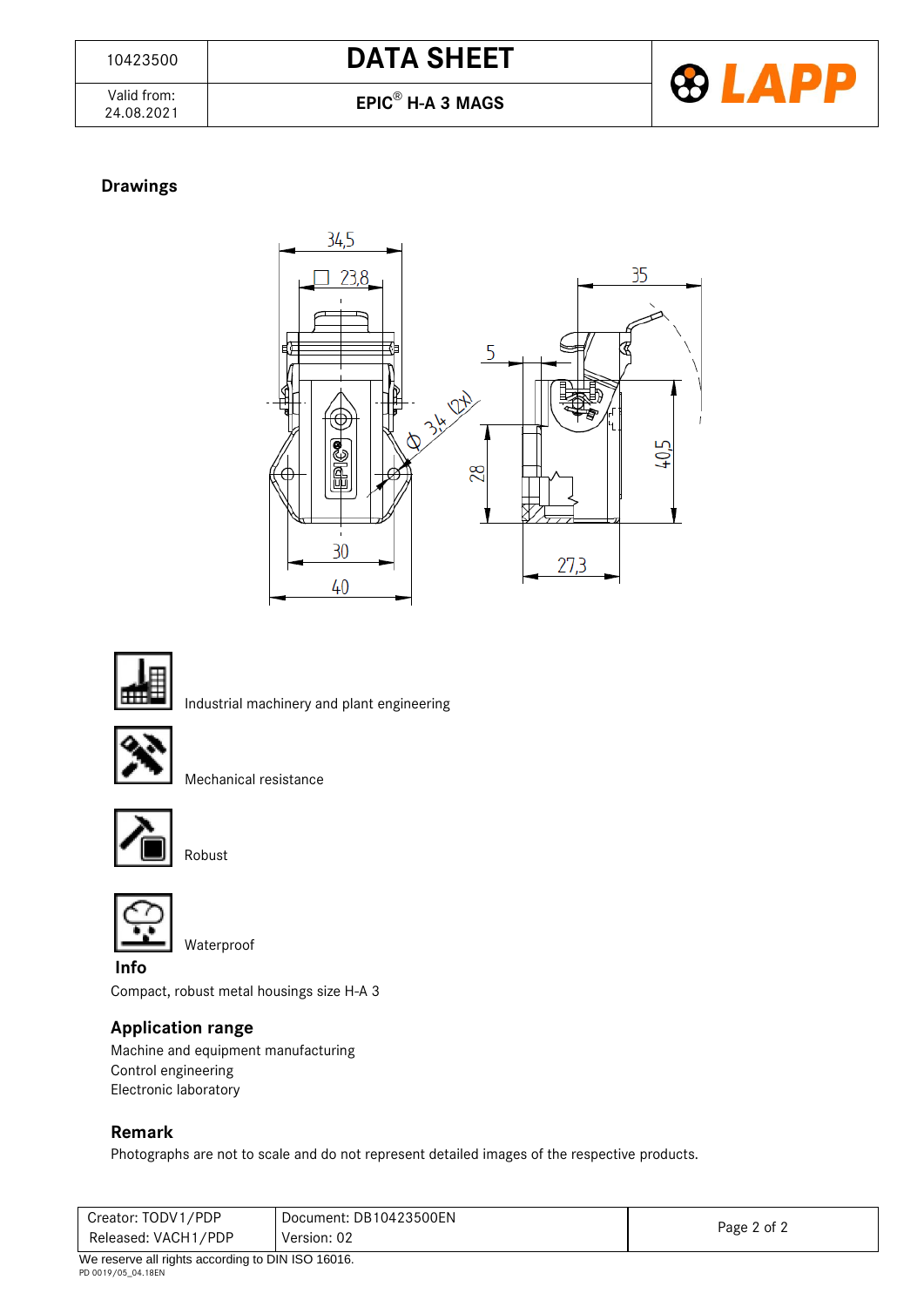## Drawings

34,5

□ 23,8

35

5

Ø 3,4 (2x)

28

40,5

30

40

27,3

Industrial machinery and plant engineering

Mechanical resistance

Robust

Waterproof

## Info

Compact, robust metal housings size H-A 3

## Application range

Machine and equipment manufacturing
Control engineering
Electronic laboratory

## Remark

Photographs are not to scale and do not represent detailed images of the respective products.

| | | |
|---|---|---|
| Creator: TODV1/PDP<br>Released: VACH1/PDP | Document: DB10423500EN<br>Version: 02 | |

We reserve all rights according to DIN ISO 16016.
PD 0019/05_04.18EN